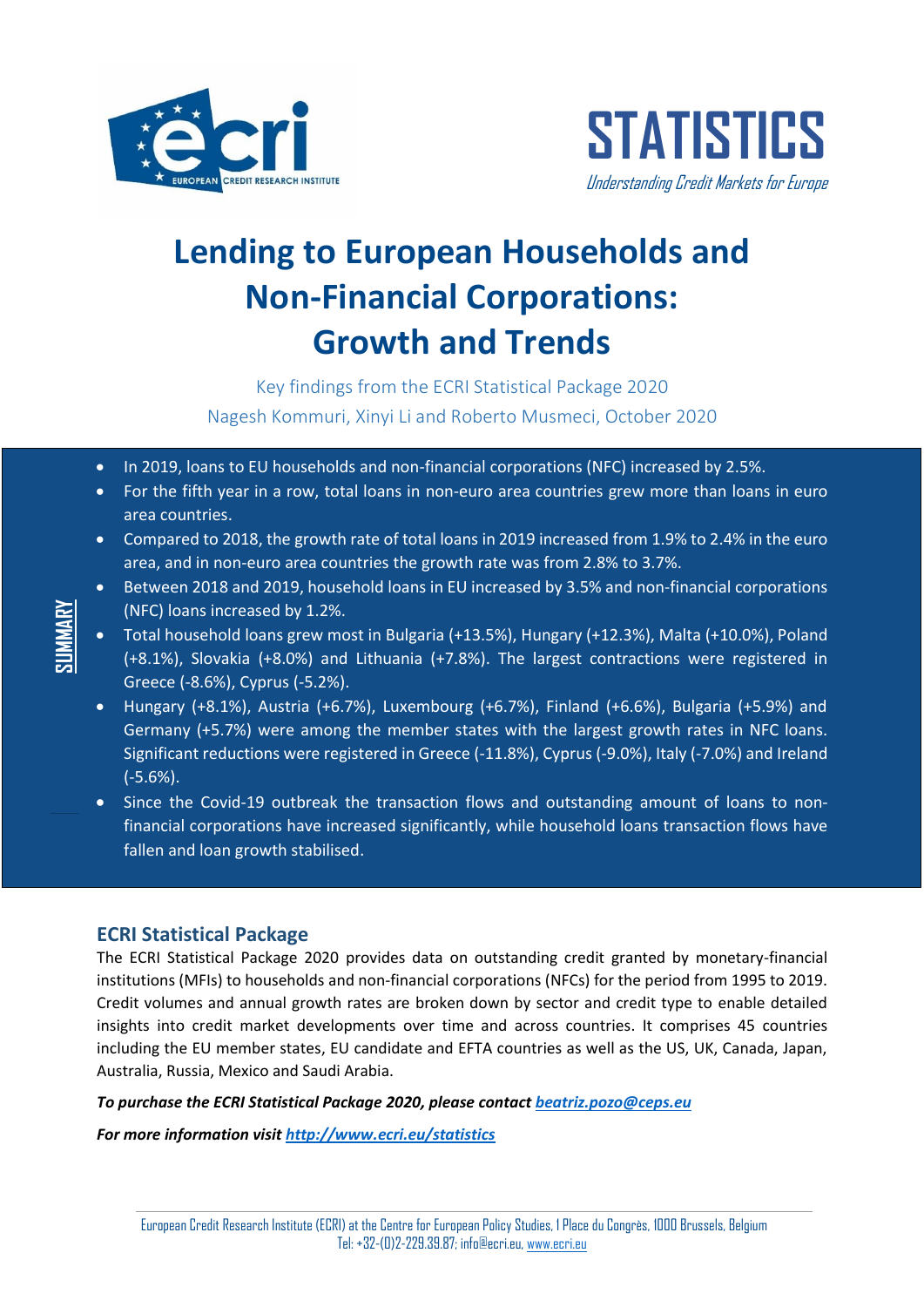STATISTICS

*Understanding Credit Markets for Europe*

# Lending to European Households and Non-Financial Corporations: Growth and Trends

Key findings from the ECRI Statistical Package 2020

Nagesh Kommuri, Xinyi Li and Roberto Musmeci, October 2020

**SUMMARY**

- In 2019, loans to EU households and non-financial corporations (NFC) increased by 2.5%.
- For the fifth year in a row, total loans in non-euro area countries grew more than loans in euro area countries.
- Compared to 2018, the growth rate of total loans in 2019 increased from 1.9% to 2.4% in the euro area, and in non-euro area countries the growth rate was from 2.8% to 3.7%.
- Between 2018 and 2019, household loans in EU increased by 3.5% and non-financial corporations (NFC) loans increased by 1.2%.
- Total household loans grew most in Bulgaria (+13.5%), Hungary (+12.3%), Malta (+10.0%), Poland (+8.1%), Slovakia (+8.0%) and Lithuania (+7.8%). The largest contractions were registered in Greece (-8.6%), Cyprus (-5.2%).
- Hungary (+8.1%), Austria (+6.7%), Luxembourg (+6.7%), Finland (+6.6%), Bulgaria (+5.9%) and Germany (+5.7%) were among the member states with the largest growth rates in NFC loans. Significant reductions were registered in Greece (-11.8%), Cyprus (-9.0%), Italy (-7.0%) and Ireland (-5.6%).
- Since the Covid-19 outbreak the transaction flows and outstanding amount of loans to non-financial corporations have increased significantly, while household loans transaction flows have fallen and loan growth stabilised.

## ECRI Statistical Package

The ECRI Statistical Package 2020 provides data on outstanding credit granted by monetary-financial institutions (MFIs) to households and non-financial corporations (NFCs) for the period from 1995 to 2019. Credit volumes and annual growth rates are broken down by sector and credit type to enable detailed insights into credit market developments over time and across countries. It comprises 45 countries including the EU member states, EU candidate and EFTA countries as well as the US, UK, Canada, Japan, Australia, Russia, Mexico and Saudi Arabia.

***To purchase the ECRI Statistical Package 2020, please contact [beatriz.pozo@ceps.eu](mailto:beatriz.pozo@ceps.eu)***

***For more information visit [http://www.ecri.eu/statistics](http://www.ecri.eu/statistics)***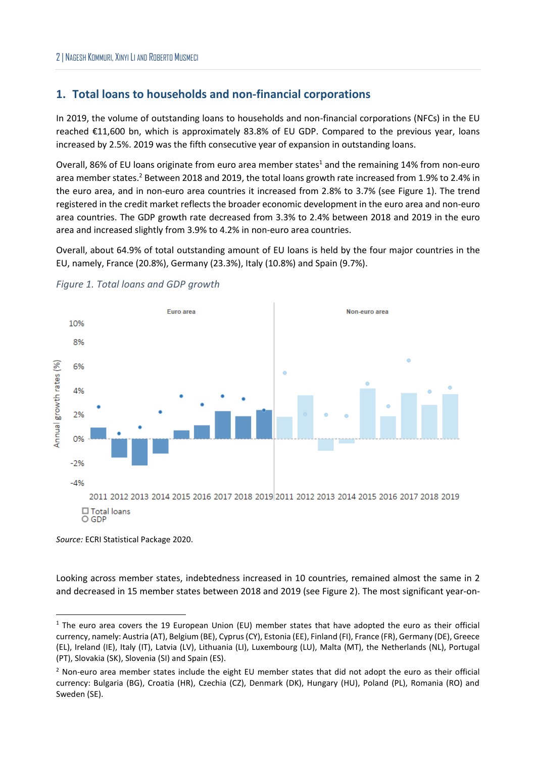## 1. Total loans to households and non-financial corporations

In 2019, the volume of outstanding loans to households and non-financial corporations (NFCs) in the EU reached €11,600 bn, which is approximately 83.8% of EU GDP. Compared to the previous year, loans increased by 2.5%. 2019 was the fifth consecutive year of expansion in outstanding loans.

Overall, 86% of EU loans originate from euro area member states[1] and the remaining 14% from non-euro area member states.[2] Between 2018 and 2019, the total loans growth rate increased from 1.9% to 2.4% in the euro area, and in non-euro area countries it increased from 2.8% to 3.7% (see Figure 1). The trend registered in the credit market reflects the broader economic development in the euro area and non-euro area countries. The GDP growth rate decreased from 3.3% to 2.4% between 2018 and 2019 in the euro area and increased slightly from 3.9% to 4.2% in non-euro area countries.

Overall, about 64.9% of total outstanding amount of EU loans is held by the four major countries in the EU, namely, France (20.8%), Germany (23.3%), Italy (10.8%) and Spain (9.7%).

*Figure 1. Total loans and GDP growth*

*Source:* ECRI Statistical Package 2020.

Looking across member states, indebtedness increased in 10 countries, remained almost the same in 2 and decreased in 15 member states between 2018 and 2019 (see Figure 2). The most significant year-on-

[1] The euro area covers the 19 European Union (EU) member states that have adopted the euro as their official currency, namely: Austria (AT), Belgium (BE), Cyprus (CY), Estonia (EE), Finland (FI), France (FR), Germany (DE), Greece (EL), Ireland (IE), Italy (IT), Latvia (LV), Lithuania (LI), Luxembourg (LU), Malta (MT), the Netherlands (NL), Portugal (PT), Slovakia (SK), Slovenia (SI) and Spain (ES).

[2] Non-euro area member states include the eight EU member states that did not adopt the euro as their official currency: Bulgaria (BG), Croatia (HR), Czechia (CZ), Denmark (DK), Hungary (HU), Poland (PL), Romania (RO) and Sweden (SE).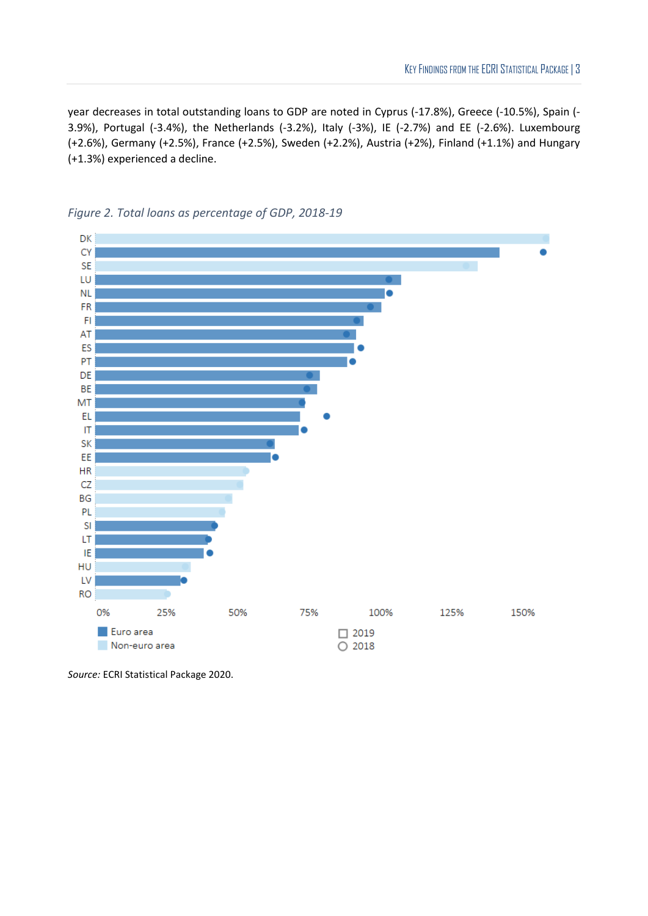year decreases in total outstanding loans to GDP are noted in Cyprus (-17.8%), Greece (-10.5%), Spain (-3.9%), Portugal (-3.4%), the Netherlands (-3.2%), Italy (-3%), IE (-2.7%) and EE (-2.6%). Luxembourg (+2.6%), Germany (+2.5%), France (+2.5%), Sweden (+2.2%), Austria (+2%), Finland (+1.1%) and Hungary (+1.3%) experienced a decline.

*Figure 2. Total loans as percentage of GDP, 2018-19*

*Source:* ECRI Statistical Package 2020.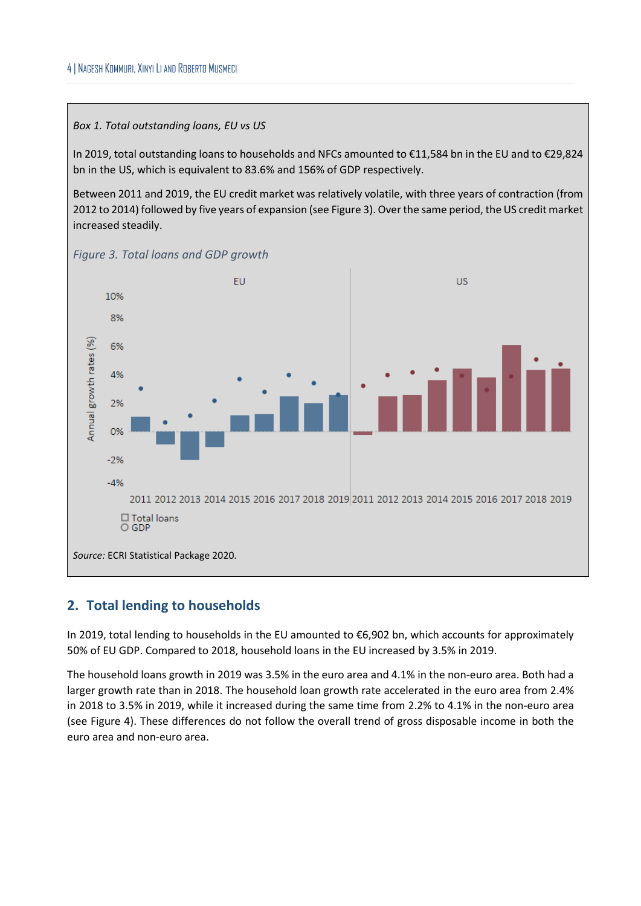*Box 1. Total outstanding loans, EU vs US*

In 2019, total outstanding loans to households and NFCs amounted to €11,584 bn in the EU and to €29,824 bn in the US, which is equivalent to 83.6% and 156% of GDP respectively.

Between 2011 and 2019, the EU credit market was relatively volatile, with three years of contraction (from 2012 to 2014) followed by five years of expansion (see Figure 3). Over the same period, the US credit market increased steadily.

*Figure 3. Total loans and GDP growth*

*Source:* ECRI Statistical Package 2020.

## 2. Total lending to households

In 2019, total lending to households in the EU amounted to €6,902 bn, which accounts for approximately 50% of EU GDP. Compared to 2018, household loans in the EU increased by 3.5% in 2019.

The household loans growth in 2019 was 3.5% in the euro area and 4.1% in the non-euro area. Both had a larger growth rate than in 2018. The household loan growth rate accelerated in the euro area from 2.4% in 2018 to 3.5% in 2019, while it increased during the same time from 2.2% to 4.1% in the non-euro area (see Figure 4). These differences do not follow the overall trend of gross disposable income in both the euro area and non-euro area.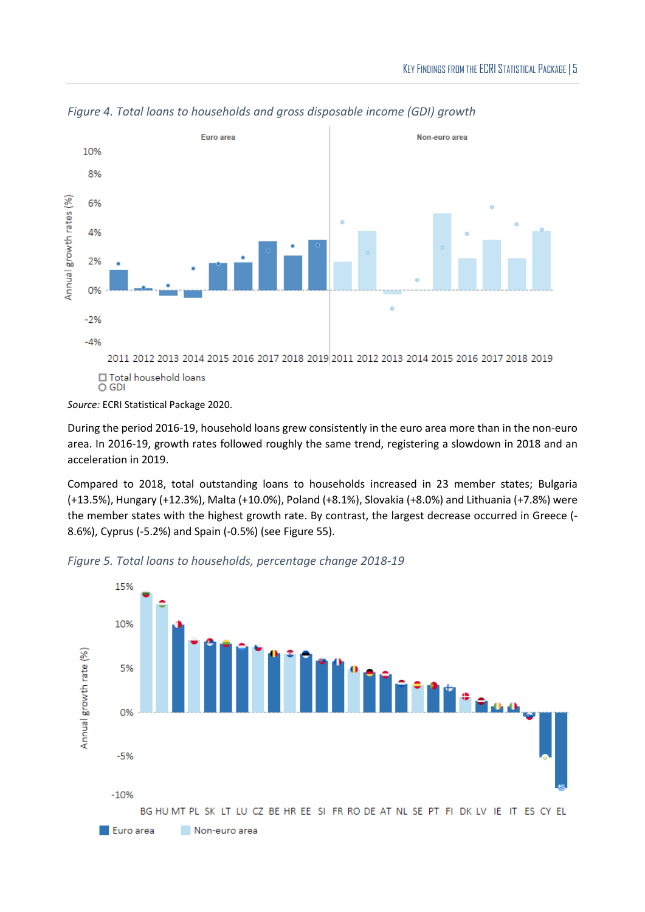*Figure 4. Total loans to households and gross disposable income (GDI) growth*

*Source:* ECRI Statistical Package 2020.

During the period 2016-19, household loans grew consistently in the euro area more than in the non-euro area. In 2016-19, growth rates followed roughly the same trend, registering a slowdown in 2018 and an acceleration in 2019.

Compared to 2018, total outstanding loans to households increased in 23 member states; Bulgaria (+13.5%), Hungary (+12.3%), Malta (+10.0%), Poland (+8.1%), Slovakia (+8.0%) and Lithuania (+7.8%) were the member states with the highest growth rate. By contrast, the largest decrease occurred in Greece (-8.6%), Cyprus (-5.2%) and Spain (-0.5%) (see Figure 55).

*Figure 5. Total loans to households, percentage change 2018-19*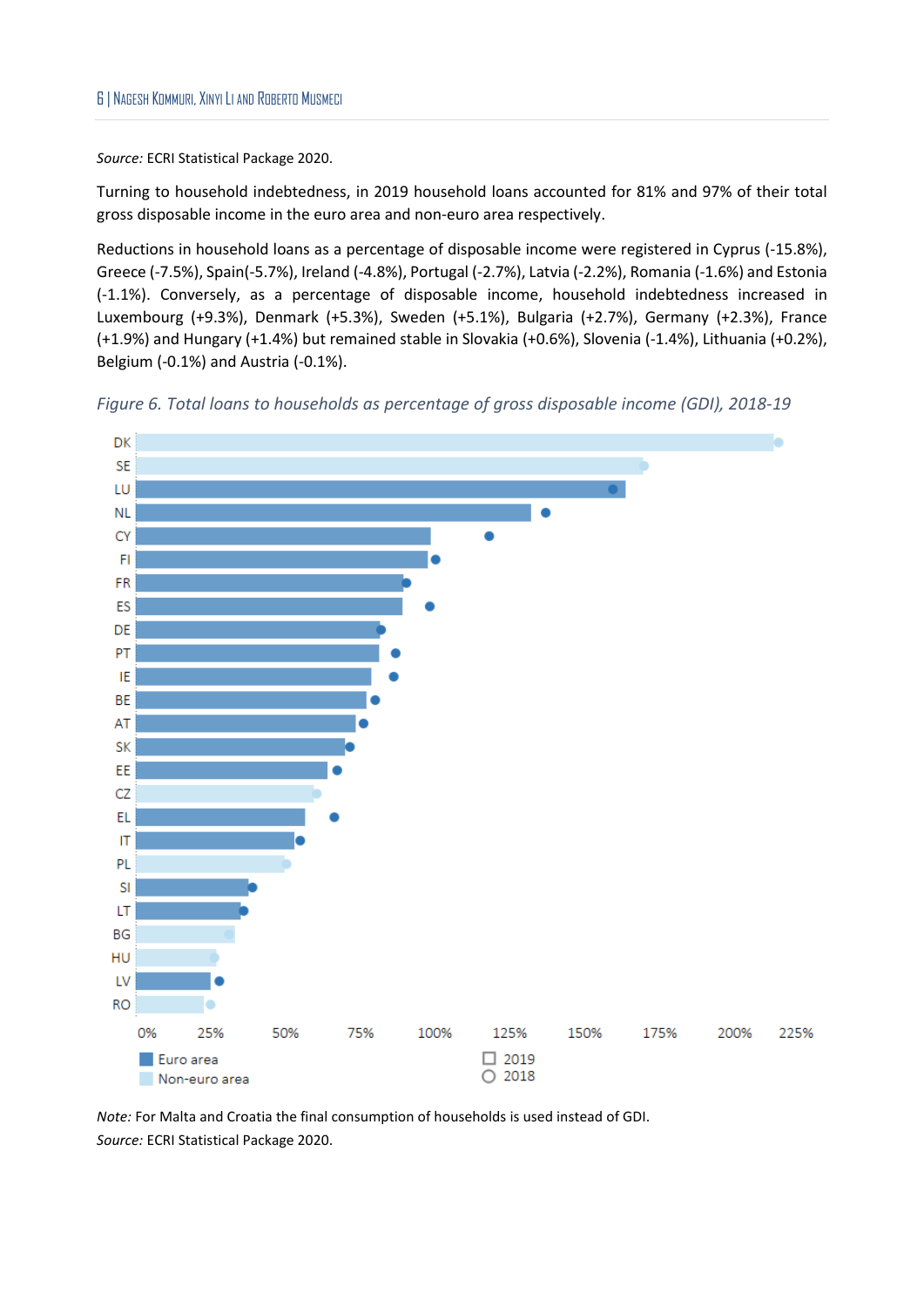*Source:* ECRI Statistical Package 2020.

Turning to household indebtedness, in 2019 household loans accounted for 81% and 97% of their total gross disposable income in the euro area and non-euro area respectively.

Reductions in household loans as a percentage of disposable income were registered in Cyprus (-15.8%), Greece (-7.5%), Spain(-5.7%), Ireland (-4.8%), Portugal (-2.7%), Latvia (-2.2%), Romania (-1.6%) and Estonia (-1.1%). Conversely, as a percentage of disposable income, household indebtedness increased in Luxembourg (+9.3%), Denmark (+5.3%), Sweden (+5.1%), Bulgaria (+2.7%), Germany (+2.3%), France (+1.9%) and Hungary (+1.4%) but remained stable in Slovakia (+0.6%), Slovenia (-1.4%), Lithuania (+0.2%), Belgium (-0.1%) and Austria (-0.1%).

*Figure 6. Total loans to households as percentage of gross disposable income (GDI), 2018-19*

*Note:* For Malta and Croatia the final consumption of households is used instead of GDI.

*Source:* ECRI Statistical Package 2020.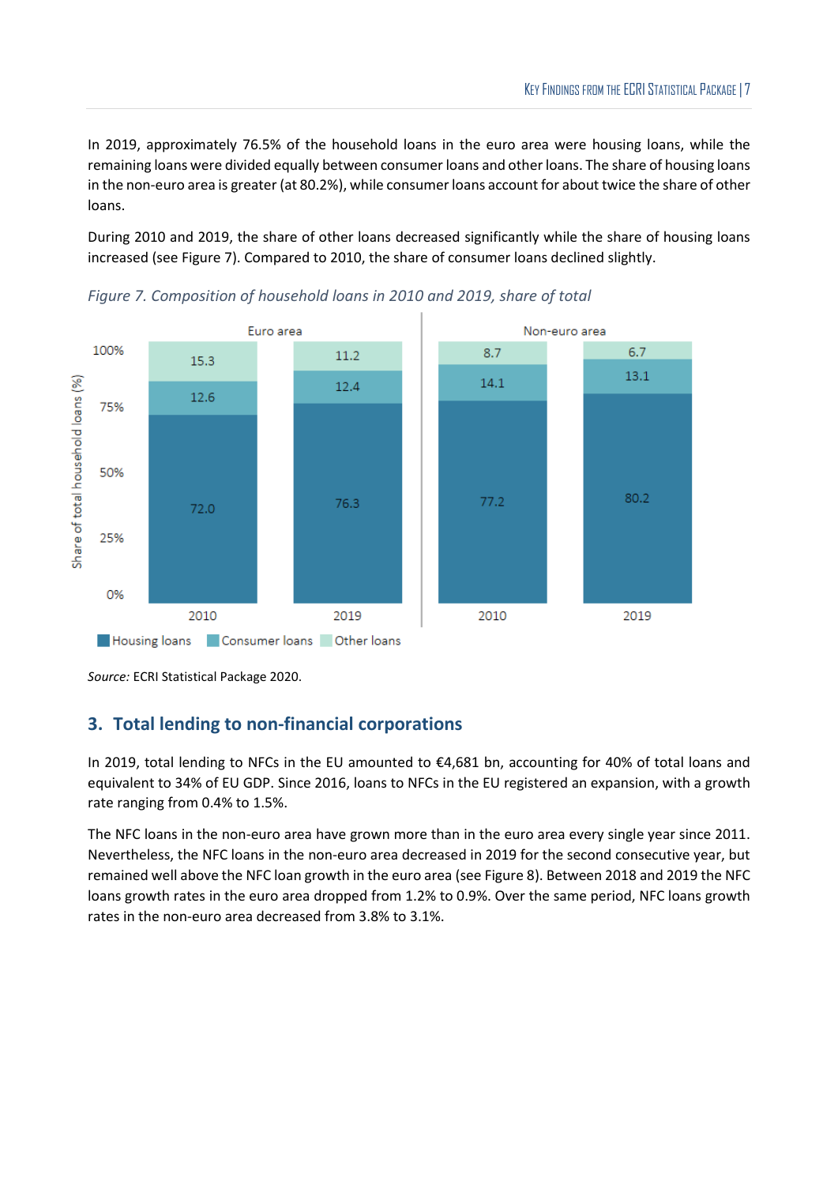In 2019, approximately 76.5% of the household loans in the euro area were housing loans, while the remaining loans were divided equally between consumer loans and other loans. The share of housing loans in the non-euro area is greater (at 80.2%), while consumer loans account for about twice the share of other loans.

During 2010 and 2019, the share of other loans decreased significantly while the share of housing loans increased (see Figure 7). Compared to 2010, the share of consumer loans declined slightly.

*Figure 7. Composition of household loans in 2010 and 2019, share of total*

| | Euro area 2010 | Euro area 2019 | Non-euro area 2010 | Non-euro area 2019 |
|---|---|---|---|---|
| Housing loans | 72.0 | 76.3 | 77.2 | 80.2 |
| Consumer loans | 12.6 | 12.4 | 14.1 | 13.1 |
| Other loans | 15.3 | 11.2 | 8.7 | 6.7 |

*Source:* ECRI Statistical Package 2020.

## 3. Total lending to non-financial corporations

In 2019, total lending to NFCs in the EU amounted to €4,681 bn, accounting for 40% of total loans and equivalent to 34% of EU GDP. Since 2016, loans to NFCs in the EU registered an expansion, with a growth rate ranging from 0.4% to 1.5%.

The NFC loans in the non-euro area have grown more than in the euro area every single year since 2011. Nevertheless, the NFC loans in the non-euro area decreased in 2019 for the second consecutive year, but remained well above the NFC loan growth in the euro area (see Figure 8). Between 2018 and 2019 the NFC loans growth rates in the euro area dropped from 1.2% to 0.9%. Over the same period, NFC loans growth rates in the non-euro area decreased from 3.8% to 3.1%.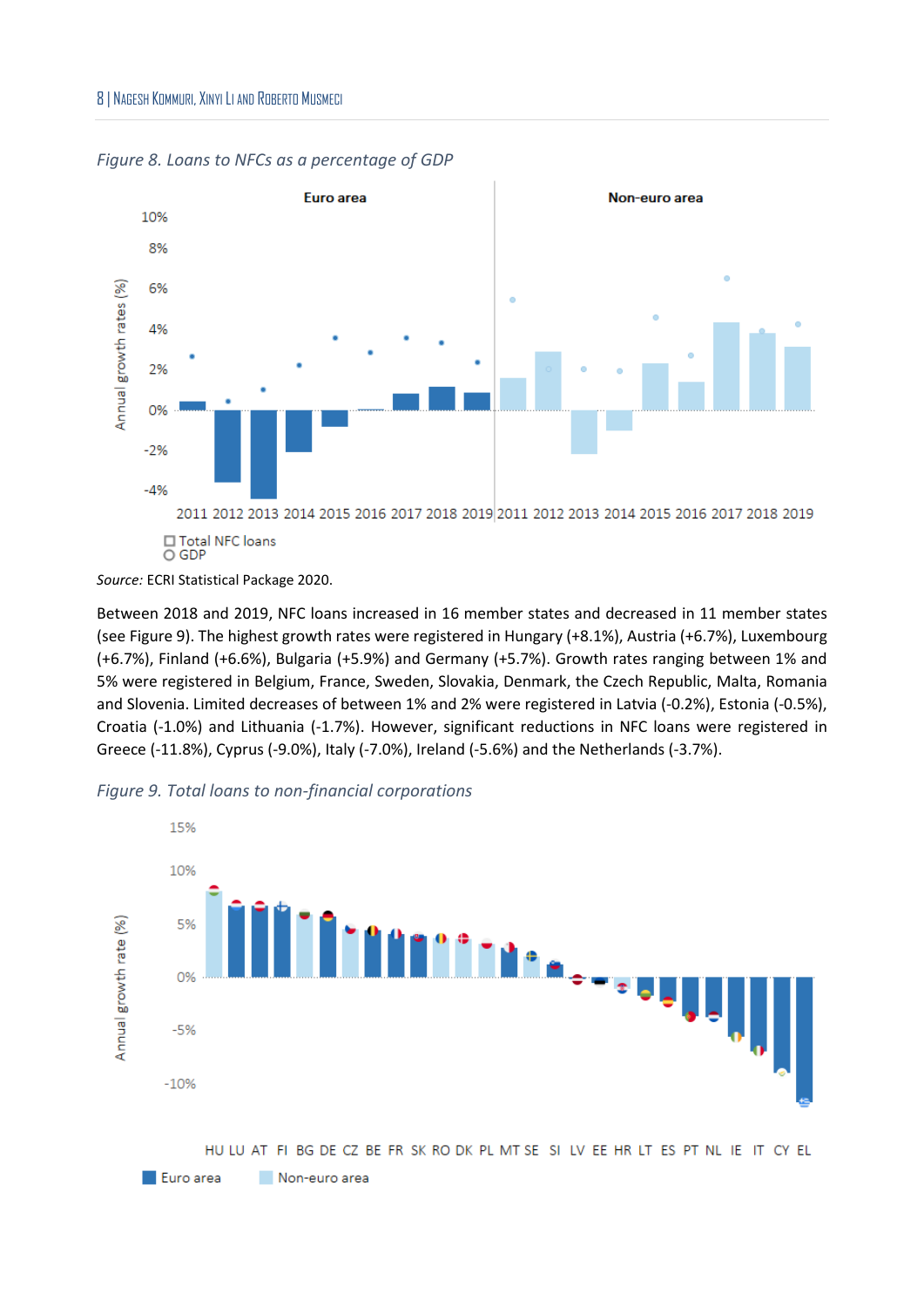*Figure 8. Loans to NFCs as a percentage of GDP*

*Source:* ECRI Statistical Package 2020.

Between 2018 and 2019, NFC loans increased in 16 member states and decreased in 11 member states (see Figure 9). The highest growth rates were registered in Hungary (+8.1%), Austria (+6.7%), Luxembourg (+6.7%), Finland (+6.6%), Bulgaria (+5.9%) and Germany (+5.7%). Growth rates ranging between 1% and 5% were registered in Belgium, France, Sweden, Slovakia, Denmark, the Czech Republic, Malta, Romania and Slovenia. Limited decreases of between 1% and 2% were registered in Latvia (-0.2%), Estonia (-0.5%), Croatia (-1.0%) and Lithuania (-1.7%). However, significant reductions in NFC loans were registered in Greece (-11.8%), Cyprus (-9.0%), Italy (-7.0%), Ireland (-5.6%) and the Netherlands (-3.7%).

*Figure 9. Total loans to non-financial corporations*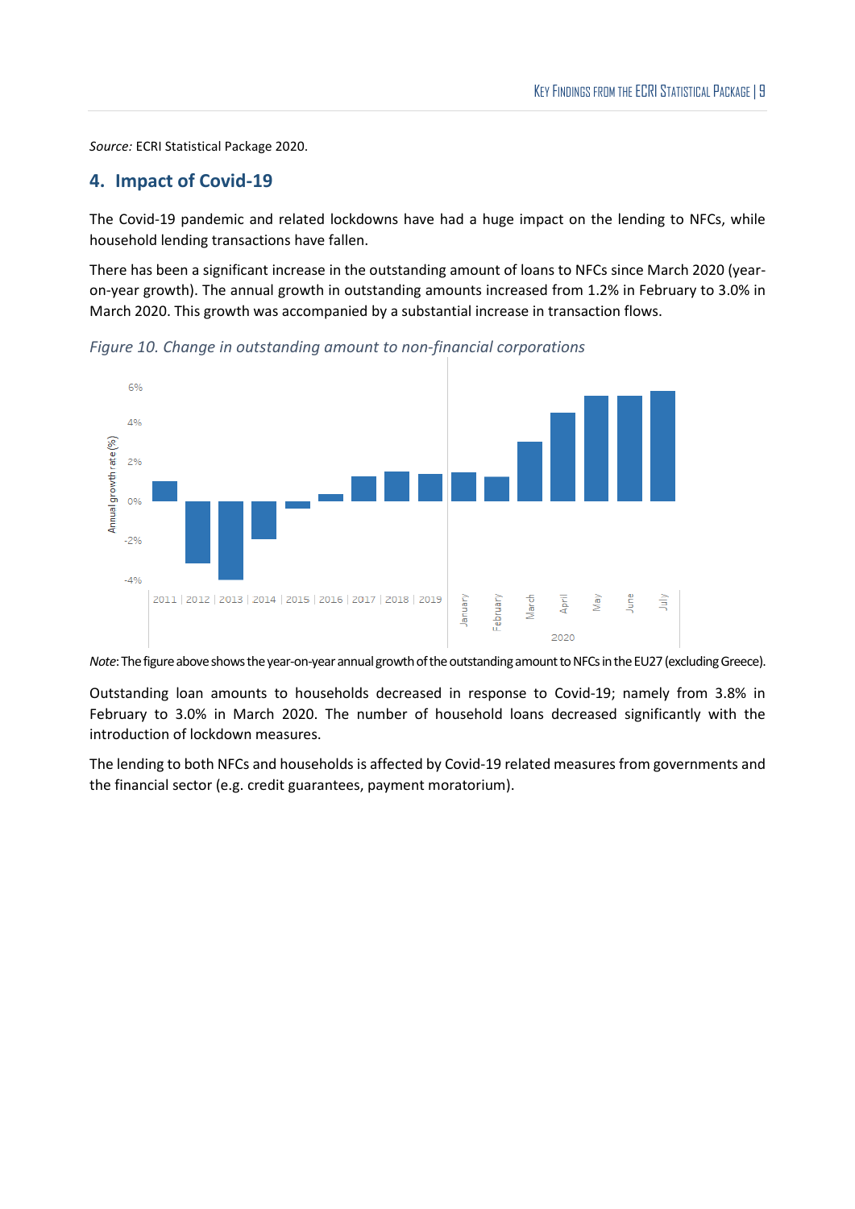*Source:* ECRI Statistical Package 2020.

## 4. Impact of Covid-19

The Covid-19 pandemic and related lockdowns have had a huge impact on the lending to NFCs, while household lending transactions have fallen.

There has been a significant increase in the outstanding amount of loans to NFCs since March 2020 (year-on-year growth). The annual growth in outstanding amounts increased from 1.2% in February to 3.0% in March 2020. This growth was accompanied by a substantial increase in transaction flows.

*Figure 10. Change in outstanding amount to non-financial corporations*

*Note*: The figure above shows the year-on-year annual growth of the outstanding amount to NFCs in the EU27 (excluding Greece).

Outstanding loan amounts to households decreased in response to Covid-19; namely from 3.8% in February to 3.0% in March 2020. The number of household loans decreased significantly with the introduction of lockdown measures.

The lending to both NFCs and households is affected by Covid-19 related measures from governments and the financial sector (e.g. credit guarantees, payment moratorium).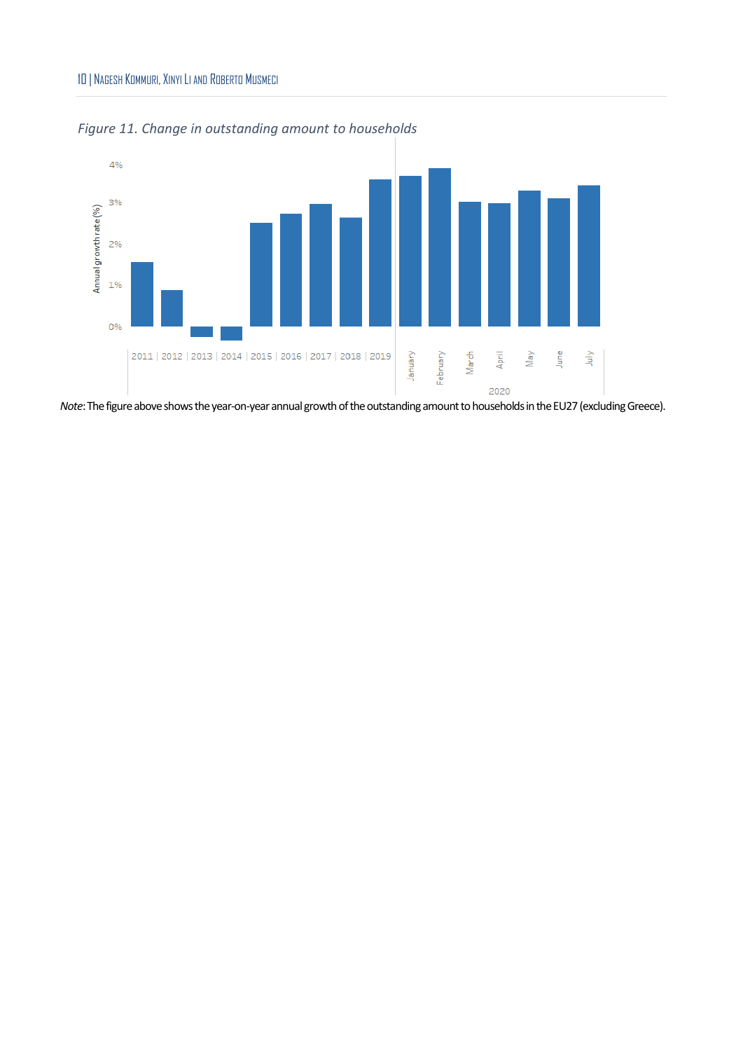*Figure 11. Change in outstanding amount to households*

*Note*: The figure above shows the year-on-year annual growth of the outstanding amount to households in the EU27 (excluding Greece).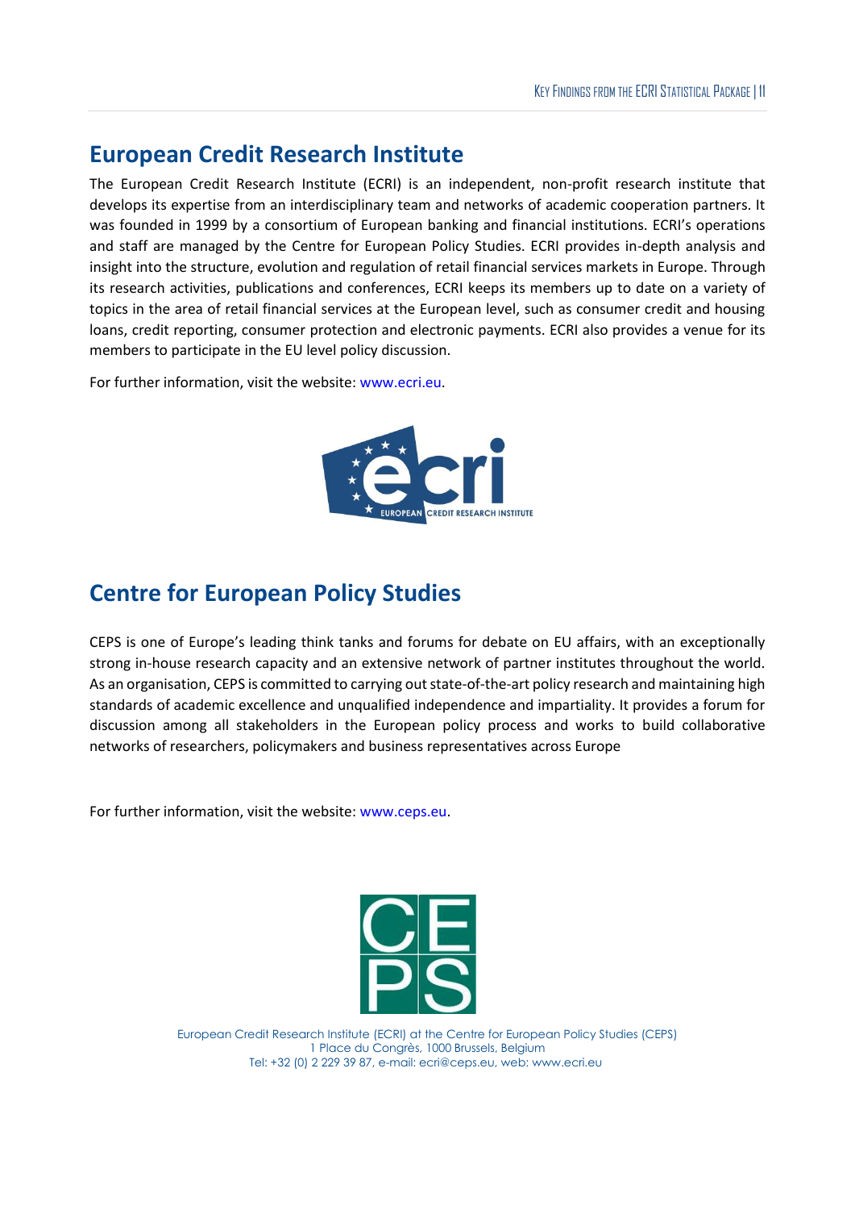## European Credit Research Institute

The European Credit Research Institute (ECRI) is an independent, non-profit research institute that develops its expertise from an interdisciplinary team and networks of academic cooperation partners. It was founded in 1999 by a consortium of European banking and financial institutions. ECRI's operations and staff are managed by the Centre for European Policy Studies. ECRI provides in-depth analysis and insight into the structure, evolution and regulation of retail financial services markets in Europe. Through its research activities, publications and conferences, ECRI keeps its members up to date on a variety of topics in the area of retail financial services at the European level, such as consumer credit and housing loans, credit reporting, consumer protection and electronic payments. ECRI also provides a venue for its members to participate in the EU level policy discussion.

For further information, visit the website: www.ecri.eu.

## Centre for European Policy Studies

CEPS is one of Europe's leading think tanks and forums for debate on EU affairs, with an exceptionally strong in-house research capacity and an extensive network of partner institutes throughout the world. As an organisation, CEPS is committed to carrying out state-of-the-art policy research and maintaining high standards of academic excellence and unqualified independence and impartiality. It provides a forum for discussion among all stakeholders in the European policy process and works to build collaborative networks of researchers, policymakers and business representatives across Europe

For further information, visit the website: www.ceps.eu.

European Credit Research Institute (ECRI) at the Centre for European Policy Studies (CEPS)
1 Place du Congrès, 1000 Brussels, Belgium
Tel: +32 (0) 2 229 39 87, e-mail: ecri@ceps.eu, web: www.ecri.eu